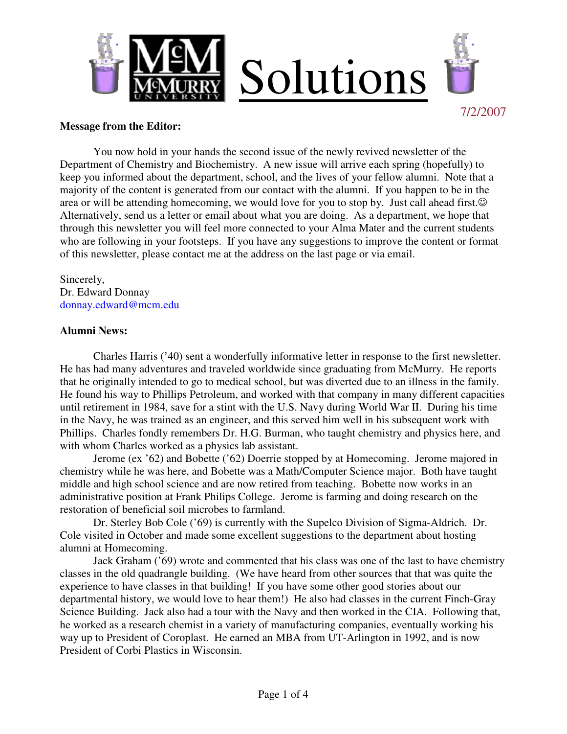# Solutions

7/2/2007

**Message from the Editor:**

You now hold in your hands the second issue of the newly revived newsletter of the Department of Chemistry and Biochemistry. A new issue will arrive each spring (hopefully) to keep you informed about the department, school, and the lives of your fellow alumni. Note that a majority of the content is generated from our contact with the alumni. If you happen to be in the area or will be attending homecoming, we would love for you to stop by. Just call ahead first.☺ Alternatively, send us a letter or email about what you are doing. As a department, we hope that through this newsletter you will feel more connected to your Alma Mater and the current students who are following in your footsteps. If you have any suggestions to improve the content or format of this newsletter, please contact me at the address on the last page or via email.

Sincerely,
Dr. Edward Donnay
donnay.edward@mcm.edu

**Alumni News:**

Charles Harris ('40) sent a wonderfully informative letter in response to the first newsletter. He has had many adventures and traveled worldwide since graduating from McMurry. He reports that he originally intended to go to medical school, but was diverted due to an illness in the family. He found his way to Phillips Petroleum, and worked with that company in many different capacities until retirement in 1984, save for a stint with the U.S. Navy during World War II. During his time in the Navy, he was trained as an engineer, and this served him well in his subsequent work with Phillips. Charles fondly remembers Dr. H.G. Burman, who taught chemistry and physics here, and with whom Charles worked as a physics lab assistant.

Jerome (ex '62) and Bobette ('62) Doerrie stopped by at Homecoming. Jerome majored in chemistry while he was here, and Bobette was a Math/Computer Science major. Both have taught middle and high school science and are now retired from teaching. Bobette now works in an administrative position at Frank Philips College. Jerome is farming and doing research on the restoration of beneficial soil microbes to farmland.

Dr. Sterley Bob Cole ('69) is currently with the Supelco Division of Sigma-Aldrich. Dr. Cole visited in October and made some excellent suggestions to the department about hosting alumni at Homecoming.

Jack Graham ('69) wrote and commented that his class was one of the last to have chemistry classes in the old quadrangle building. (We have heard from other sources that that was quite the experience to have classes in that building! If you have some other good stories about our departmental history, we would love to hear them!) He also had classes in the current Finch-Gray Science Building. Jack also had a tour with the Navy and then worked in the CIA. Following that, he worked as a research chemist in a variety of manufacturing companies, eventually working his way up to President of Coroplast. He earned an MBA from UT-Arlington in 1992, and is now President of Corbi Plastics in Wisconsin.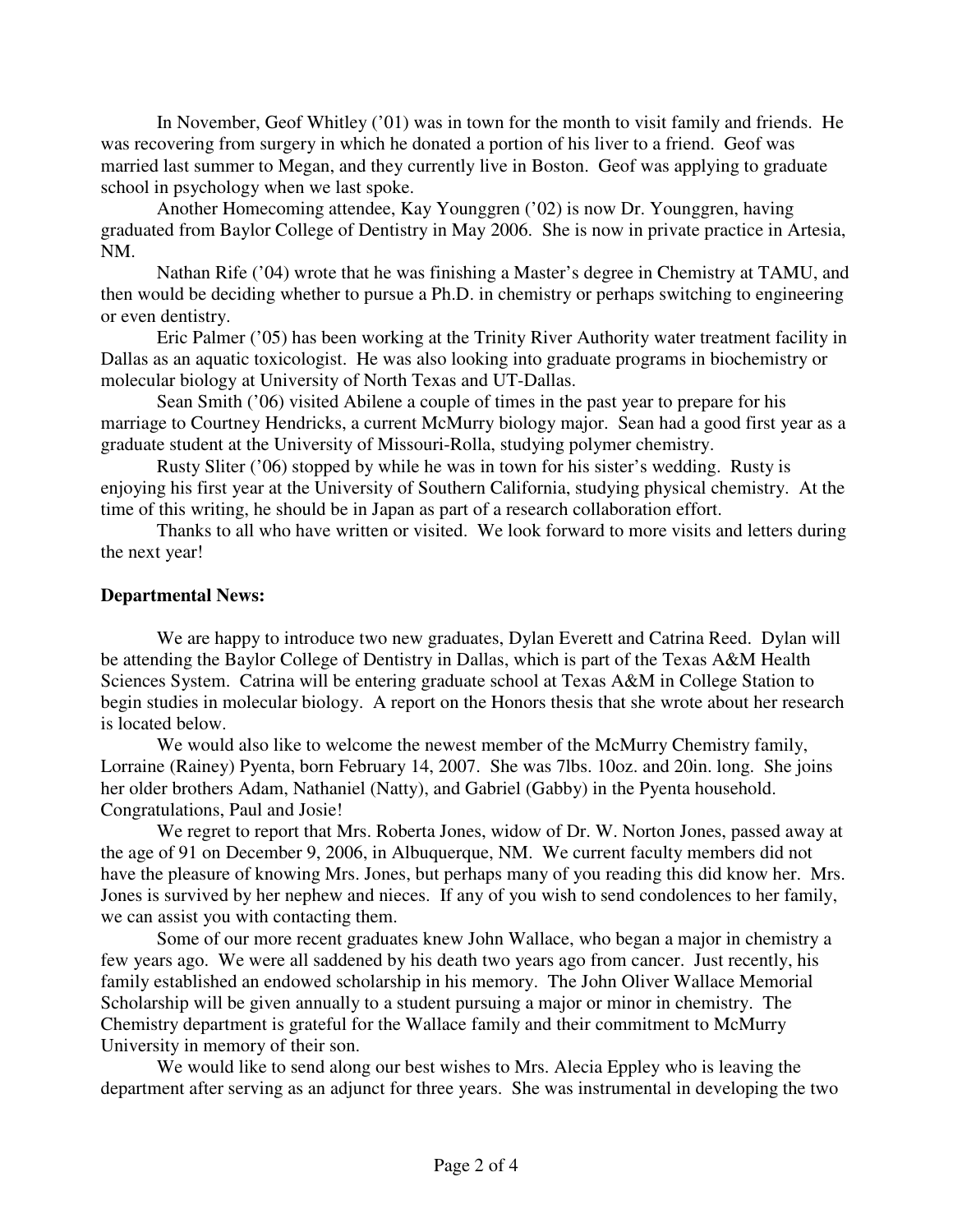In November, Geof Whitley ('01) was in town for the month to visit family and friends. He was recovering from surgery in which he donated a portion of his liver to a friend. Geof was married last summer to Megan, and they currently live in Boston. Geof was applying to graduate school in psychology when we last spoke.

Another Homecoming attendee, Kay Younggren ('02) is now Dr. Younggren, having graduated from Baylor College of Dentistry in May 2006. She is now in private practice in Artesia, NM.

Nathan Rife ('04) wrote that he was finishing a Master's degree in Chemistry at TAMU, and then would be deciding whether to pursue a Ph.D. in chemistry or perhaps switching to engineering or even dentistry.

Eric Palmer ('05) has been working at the Trinity River Authority water treatment facility in Dallas as an aquatic toxicologist. He was also looking into graduate programs in biochemistry or molecular biology at University of North Texas and UT-Dallas.

Sean Smith ('06) visited Abilene a couple of times in the past year to prepare for his marriage to Courtney Hendricks, a current McMurry biology major. Sean had a good first year as a graduate student at the University of Missouri-Rolla, studying polymer chemistry.

Rusty Sliter ('06) stopped by while he was in town for his sister's wedding. Rusty is enjoying his first year at the University of Southern California, studying physical chemistry. At the time of this writing, he should be in Japan as part of a research collaboration effort.

Thanks to all who have written or visited. We look forward to more visits and letters during the next year!

**Departmental News:**

We are happy to introduce two new graduates, Dylan Everett and Catrina Reed. Dylan will be attending the Baylor College of Dentistry in Dallas, which is part of the Texas A&M Health Sciences System. Catrina will be entering graduate school at Texas A&M in College Station to begin studies in molecular biology. A report on the Honors thesis that she wrote about her research is located below.

We would also like to welcome the newest member of the McMurry Chemistry family, Lorraine (Rainey) Pyenta, born February 14, 2007. She was 7lbs. 10oz. and 20in. long. She joins her older brothers Adam, Nathaniel (Natty), and Gabriel (Gabby) in the Pyenta household. Congratulations, Paul and Josie!

We regret to report that Mrs. Roberta Jones, widow of Dr. W. Norton Jones, passed away at the age of 91 on December 9, 2006, in Albuquerque, NM. We current faculty members did not have the pleasure of knowing Mrs. Jones, but perhaps many of you reading this did know her. Mrs. Jones is survived by her nephew and nieces. If any of you wish to send condolences to her family, we can assist you with contacting them.

Some of our more recent graduates knew John Wallace, who began a major in chemistry a few years ago. We were all saddened by his death two years ago from cancer. Just recently, his family established an endowed scholarship in his memory. The John Oliver Wallace Memorial Scholarship will be given annually to a student pursuing a major or minor in chemistry. The Chemistry department is grateful for the Wallace family and their commitment to McMurry University in memory of their son.

We would like to send along our best wishes to Mrs. Alecia Eppley who is leaving the department after serving as an adjunct for three years. She was instrumental in developing the two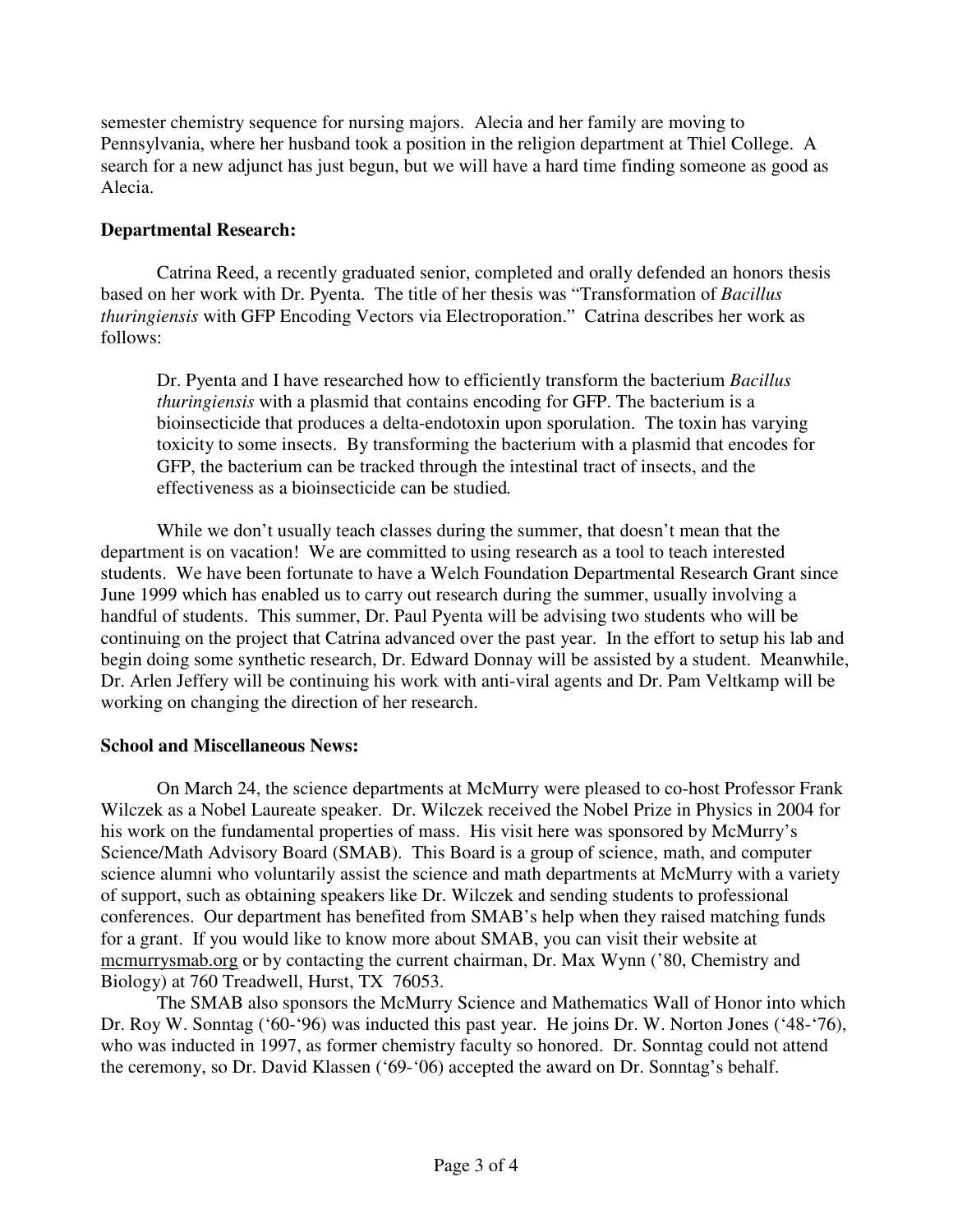semester chemistry sequence for nursing majors. Alecia and her family are moving to Pennsylvania, where her husband took a position in the religion department at Thiel College. A search for a new adjunct has just begun, but we will have a hard time finding someone as good as Alecia.

**Departmental Research:**

Catrina Reed, a recently graduated senior, completed and orally defended an honors thesis based on her work with Dr. Pyenta. The title of her thesis was "Transformation of *Bacillus thuringiensis* with GFP Encoding Vectors via Electroporation." Catrina describes her work as follows:

> Dr. Pyenta and I have researched how to efficiently transform the bacterium *Bacillus thuringiensis* with a plasmid that contains encoding for GFP. The bacterium is a bioinsecticide that produces a delta-endotoxin upon sporulation. The toxin has varying toxicity to some insects. By transforming the bacterium with a plasmid that encodes for GFP, the bacterium can be tracked through the intestinal tract of insects, and the effectiveness as a bioinsecticide can be studied.

While we don't usually teach classes during the summer, that doesn't mean that the department is on vacation! We are committed to using research as a tool to teach interested students. We have been fortunate to have a Welch Foundation Departmental Research Grant since June 1999 which has enabled us to carry out research during the summer, usually involving a handful of students. This summer, Dr. Paul Pyenta will be advising two students who will be continuing on the project that Catrina advanced over the past year. In the effort to setup his lab and begin doing some synthetic research, Dr. Edward Donnay will be assisted by a student. Meanwhile, Dr. Arlen Jeffery will be continuing his work with anti-viral agents and Dr. Pam Veltkamp will be working on changing the direction of her research.

**School and Miscellaneous News:**

On March 24, the science departments at McMurry were pleased to co-host Professor Frank Wilczek as a Nobel Laureate speaker. Dr. Wilczek received the Nobel Prize in Physics in 2004 for his work on the fundamental properties of mass. His visit here was sponsored by McMurry's Science/Math Advisory Board (SMAB). This Board is a group of science, math, and computer science alumni who voluntarily assist the science and math departments at McMurry with a variety of support, such as obtaining speakers like Dr. Wilczek and sending students to professional conferences. Our department has benefited from SMAB's help when they raised matching funds for a grant. If you would like to know more about SMAB, you can visit their website at mcmurrysmab.org or by contacting the current chairman, Dr. Max Wynn ('80, Chemistry and Biology) at 760 Treadwell, Hurst, TX 76053.

The SMAB also sponsors the McMurry Science and Mathematics Wall of Honor into which Dr. Roy W. Sonntag ('60-'96) was inducted this past year. He joins Dr. W. Norton Jones ('48-'76), who was inducted in 1997, as former chemistry faculty so honored. Dr. Sonntag could not attend the ceremony, so Dr. David Klassen ('69-'06) accepted the award on Dr. Sonntag's behalf.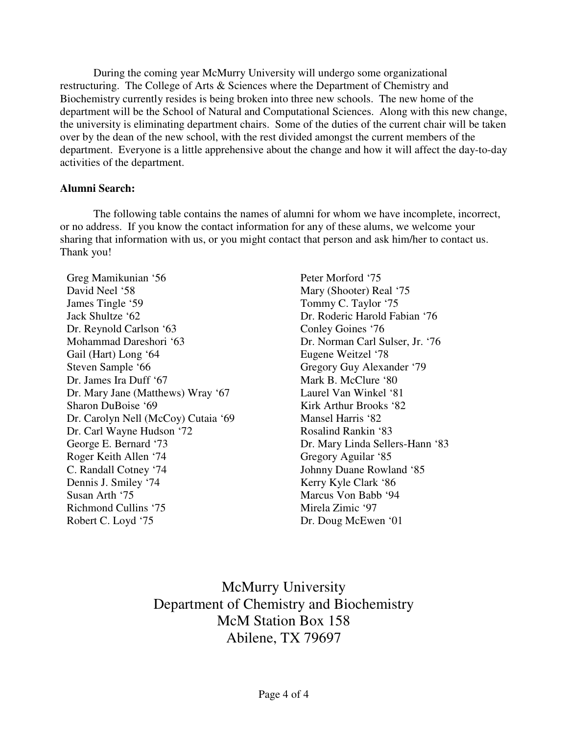During the coming year McMurry University will undergo some organizational restructuring. The College of Arts & Sciences where the Department of Chemistry and Biochemistry currently resides is being broken into three new schools. The new home of the department will be the School of Natural and Computational Sciences. Along with this new change, the university is eliminating department chairs. Some of the duties of the current chair will be taken over by the dean of the new school, with the rest divided amongst the current members of the department. Everyone is a little apprehensive about the change and how it will affect the day-to-day activities of the department.

**Alumni Search:**

The following table contains the names of alumni for whom we have incomplete, incorrect, or no address. If you know the contact information for any of these alums, we welcome your sharing that information with us, or you might contact that person and ask him/her to contact us. Thank you!

| | |
|---|---|
| Greg Mamikunian '56 | Peter Morford '75 |
| David Neel '58 | Mary (Shooter) Real '75 |
| James Tingle '59 | Tommy C. Taylor '75 |
| Jack Shultze '62 | Dr. Roderic Harold Fabian '76 |
| Dr. Reynold Carlson '63 | Conley Goines '76 |
| Mohammad Dareshori '63 | Dr. Norman Carl Sulser, Jr. '76 |
| Gail (Hart) Long '64 | Eugene Weitzel '78 |
| Steven Sample '66 | Gregory Guy Alexander '79 |
| Dr. James Ira Duff '67 | Mark B. McClure '80 |
| Dr. Mary Jane (Matthews) Wray '67 | Laurel Van Winkel '81 |
| Sharon DuBoise '69 | Kirk Arthur Brooks '82 |
| Dr. Carolyn Nell (McCoy) Cutaia '69 | Mansel Harris '82 |
| Dr. Carl Wayne Hudson '72 | Rosalind Rankin '83 |
| George E. Bernard '73 | Dr. Mary Linda Sellers-Hann '83 |
| Roger Keith Allen '74 | Gregory Aguilar '85 |
| C. Randall Cotney '74 | Johnny Duane Rowland '85 |
| Dennis J. Smiley '74 | Kerry Kyle Clark '86 |
| Susan Arth '75 | Marcus Von Babb '94 |
| Richmond Cullins '75 | Mirela Zimic '97 |
| Robert C. Loyd '75 | Dr. Doug McEwen '01 |

McMurry University
Department of Chemistry and Biochemistry
McM Station Box 158
Abilene, TX 79697